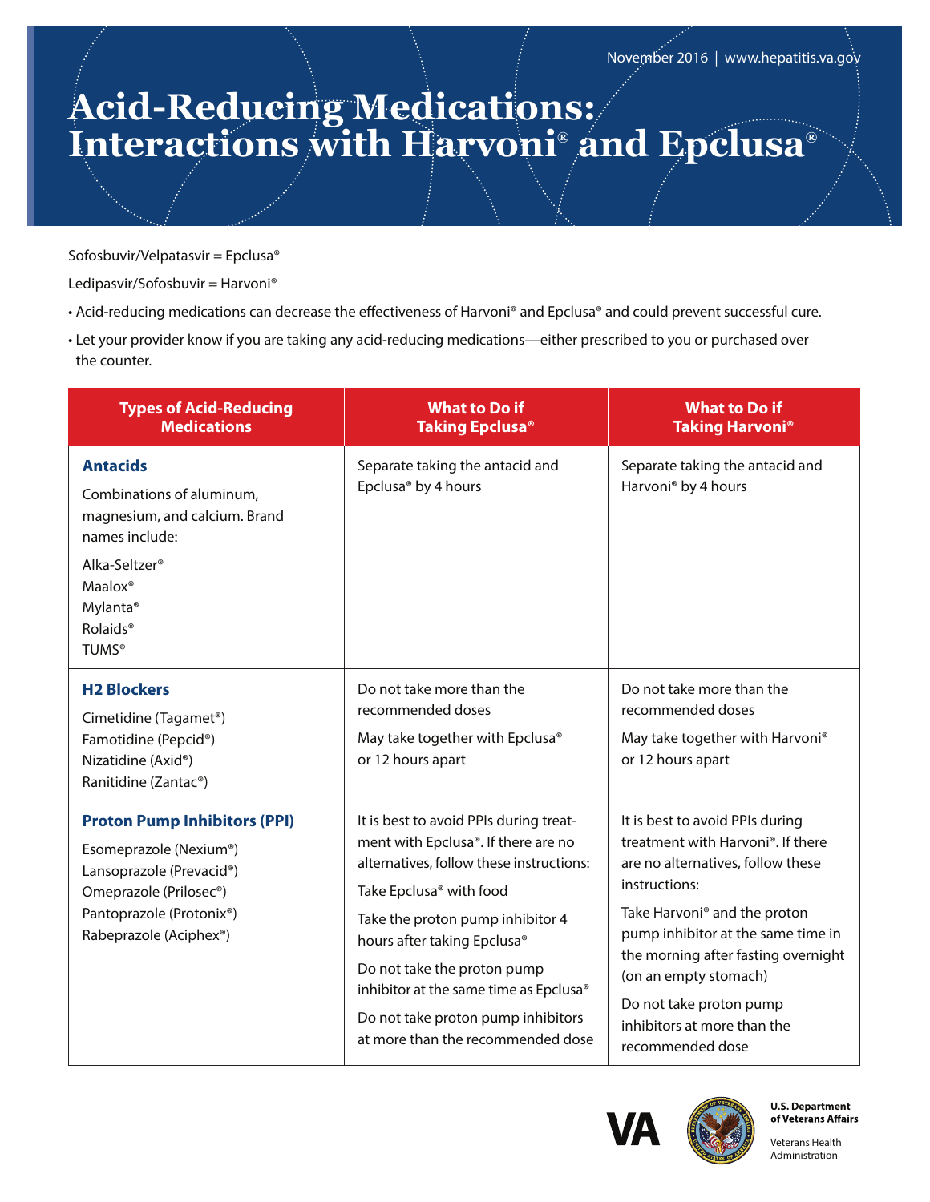November 2016 | www.hepatitis.va.gov

# Acid-Reducing Medications: Interactions with Harvoni® and Epclusa®

Sofosbuvir/Velpatasvir = Epclusa®

Ledipasvir/Sofosbuvir = Harvoni®

- Acid-reducing medications can decrease the effectiveness of Harvoni® and Epclusa® and could prevent successful cure.
- Let your provider know if you are taking any acid-reducing medications—either prescribed to you or purchased over the counter.

| Types of Acid-Reducing Medications | What to Do if Taking Epclusa® | What to Do if Taking Harvoni® |
|---|---|---|
| **Antacids**<br>Combinations of aluminum, magnesium, and calcium. Brand names include:<br>Alka-Seltzer®<br>Maalox®<br>Mylanta®<br>Rolaids®<br>TUMS® | Separate taking the antacid and Epclusa® by 4 hours | Separate taking the antacid and Harvoni® by 4 hours |
| **H2 Blockers**<br>Cimetidine (Tagamet®)<br>Famotidine (Pepcid®)<br>Nizatidine (Axid®)<br>Ranitidine (Zantac®) | Do not take more than the recommended doses<br>May take together with Epclusa® or 12 hours apart | Do not take more than the recommended doses<br>May take together with Harvoni® or 12 hours apart |
| **Proton Pump Inhibitors (PPI)**<br>Esomeprazole (Nexium®)<br>Lansoprazole (Prevacid®)<br>Omeprazole (Prilosec®)<br>Pantoprazole (Protonix®)<br>Rabeprazole (Aciphex®) | It is best to avoid PPIs during treatment with Epclusa®. If there are no alternatives, follow these instructions:<br>Take Epclusa® with food<br>Take the proton pump inhibitor 4 hours after taking Epclusa®<br>Do not take the proton pump inhibitor at the same time as Epclusa®<br>Do not take proton pump inhibitors at more than the recommended dose | It is best to avoid PPIs during treatment with Harvoni®. If there are no alternatives, follow these instructions:<br>Take Harvoni® and the proton pump inhibitor at the same time in the morning after fasting overnight (on an empty stomach)<br>Do not take proton pump inhibitors at more than the recommended dose |

VA | U.S. Department of Veterans Affairs

Veterans Health Administration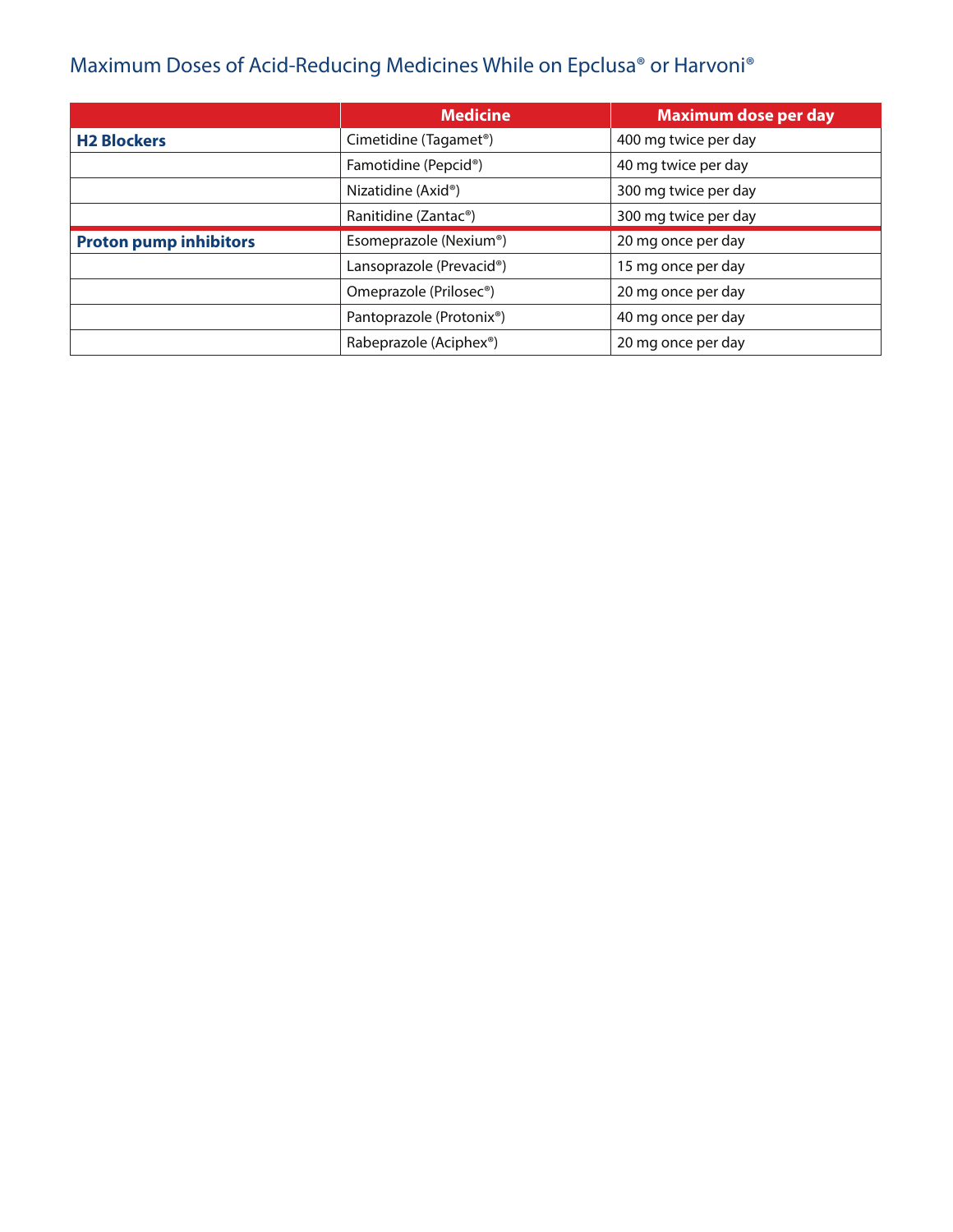## Maximum Doses of Acid-Reducing Medicines While on Epclusa® or Harvoni®

| | Medicine | Maximum dose per day |
|---|---|---|
| **H2 Blockers** | Cimetidine (Tagamet®) | 400 mg twice per day |
| | Famotidine (Pepcid®) | 40 mg twice per day |
| | Nizatidine (Axid®) | 300 mg twice per day |
| | Ranitidine (Zantac®) | 300 mg twice per day |
| **Proton pump inhibitors** | Esomeprazole (Nexium®) | 20 mg once per day |
| | Lansoprazole (Prevacid®) | 15 mg once per day |
| | Omeprazole (Prilosec®) | 20 mg once per day |
| | Pantoprazole (Protonix®) | 40 mg once per day |
| | Rabeprazole (Aciphex®) | 20 mg once per day |